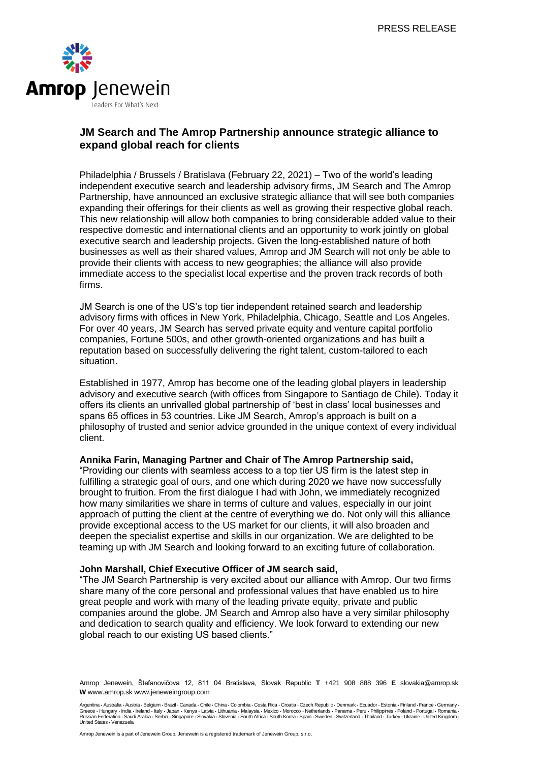PRESS RELEASE

Amrop Jenewein
Leaders For What's Next

## JM Search and The Amrop Partnership announce strategic alliance to expand global reach for clients

Philadelphia / Brussels / Bratislava (February 22, 2021) – Two of the world's leading independent executive search and leadership advisory firms, JM Search and The Amrop Partnership, have announced an exclusive strategic alliance that will see both companies expanding their offerings for their clients as well as growing their respective global reach. This new relationship will allow both companies to bring considerable added value to their respective domestic and international clients and an opportunity to work jointly on global executive search and leadership projects. Given the long-established nature of both businesses as well as their shared values, Amrop and JM Search will not only be able to provide their clients with access to new geographies; the alliance will also provide immediate access to the specialist local expertise and the proven track records of both firms.

JM Search is one of the US's top tier independent retained search and leadership advisory firms with offices in New York, Philadelphia, Chicago, Seattle and Los Angeles. For over 40 years, JM Search has served private equity and venture capital portfolio companies, Fortune 500s, and other growth-oriented organizations and has built a reputation based on successfully delivering the right talent, custom-tailored to each situation.

Established in 1977, Amrop has become one of the leading global players in leadership advisory and executive search (with offices from Singapore to Santiago de Chile). Today it offers its clients an unrivalled global partnership of 'best in class' local businesses and spans 65 offices in 53 countries. Like JM Search, Amrop's approach is built on a philosophy of trusted and senior advice grounded in the unique context of every individual client.

**Annika Farin, Managing Partner and Chair of The Amrop Partnership said,**
"Providing our clients with seamless access to a top tier US firm is the latest step in fulfilling a strategic goal of ours, and one which during 2020 we have now successfully brought to fruition. From the first dialogue I had with John, we immediately recognized how many similarities we share in terms of culture and values, especially in our joint approach of putting the client at the centre of everything we do. Not only will this alliance provide exceptional access to the US market for our clients, it will also broaden and deepen the specialist expertise and skills in our organization. We are delighted to be teaming up with JM Search and looking forward to an exciting future of collaboration.

**John Marshall, Chief Executive Officer of JM search said,**
"The JM Search Partnership is very excited about our alliance with Amrop. Our two firms share many of the core personal and professional values that have enabled us to hire great people and work with many of the leading private equity, private and public companies around the globe. JM Search and Amrop also have a very similar philosophy and dedication to search quality and efficiency. We look forward to extending our new global reach to our existing US based clients."

Amrop Jenewein, Štefanovičova 12, 811 04 Bratislava, Slovak Republic **T** +421 908 888 396 **E** slovakia@amrop.sk
**W** www.amrop.sk www.jeneweingroup.com

Argentina • Australia • Austria • Belgium • Brazil • Canada • Chile • China • Colombia • Costa Rica • Croatia • Czech Republic • Denmark • Ecuador • Estonia • Finland • France • Germany • Greece • Hungary • India • Ireland • Italy • Japan • Kenya • Latvia • Lithuania • Malaysia • Mexico • Morocco • Netherlands • Panama • Peru • Philippines • Poland • Portugal • Romania • Russian Federation • Saudi Arabia • Serbia • Singapore • Slovakia • Slovenia • South Africa • South Korea • Spain • Sweden • Switzerland • Thailand • Turkey • Ukraine • United Kingdom • United States • Venezuela

Amrop Jenewein is a part of Jenewein Group. Jenewein is a registered trademark of Jenewein Group, s.r.o.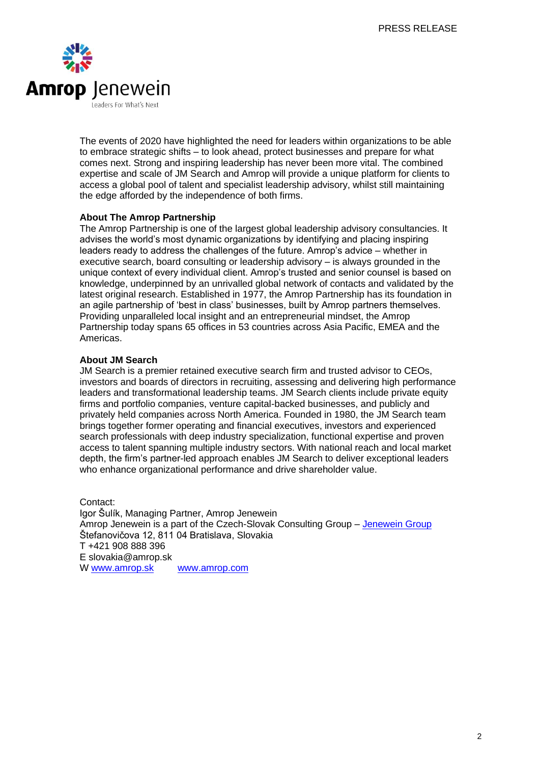The events of 2020 have highlighted the need for leaders within organizations to be able to embrace strategic shifts – to look ahead, protect businesses and prepare for what comes next. Strong and inspiring leadership has never been more vital. The combined expertise and scale of JM Search and Amrop will provide a unique platform for clients to access a global pool of talent and specialist leadership advisory, whilst still maintaining the edge afforded by the independence of both firms.

**About The Amrop Partnership**

The Amrop Partnership is one of the largest global leadership advisory consultancies. It advises the world's most dynamic organizations by identifying and placing inspiring leaders ready to address the challenges of the future. Amrop's advice – whether in executive search, board consulting or leadership advisory – is always grounded in the unique context of every individual client. Amrop's trusted and senior counsel is based on knowledge, underpinned by an unrivalled global network of contacts and validated by the latest original research. Established in 1977, the Amrop Partnership has its foundation in an agile partnership of 'best in class' businesses, built by Amrop partners themselves. Providing unparalleled local insight and an entrepreneurial mindset, the Amrop Partnership today spans 65 offices in 53 countries across Asia Pacific, EMEA and the Americas.

**About JM Search**

JM Search is a premier retained executive search firm and trusted advisor to CEOs, investors and boards of directors in recruiting, assessing and delivering high performance leaders and transformational leadership teams. JM Search clients include private equity firms and portfolio companies, venture capital-backed businesses, and publicly and privately held companies across North America. Founded in 1980, the JM Search team brings together former operating and financial executives, investors and experienced search professionals with deep industry specialization, functional expertise and proven access to talent spanning multiple industry sectors. With national reach and local market depth, the firm's partner-led approach enables JM Search to deliver exceptional leaders who enhance organizational performance and drive shareholder value.

Contact:
Igor Šulík, Managing Partner, Amrop Jenewein
Amrop Jenewein is a part of the Czech-Slovak Consulting Group – Jenewein Group
Štefanovičova 12, 811 04 Bratislava, Slovakia
T +421 908 888 396
E slovakia@amrop.sk
W www.amrop.sk www.amrop.com